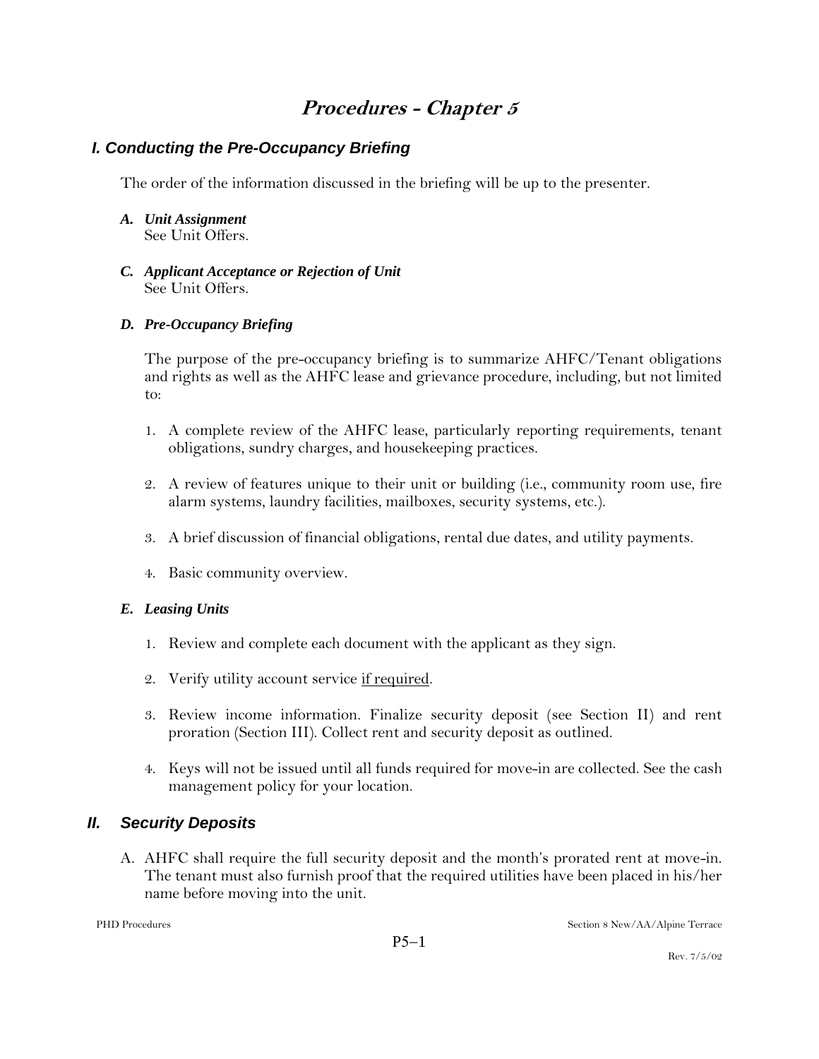# *Procedures - Chapter 5*

## *I. Conducting the Pre-Occupancy Briefing*

The order of the information discussed in the briefing will be up to the presenter.

***A. Unit Assignment***
See Unit Offers.

***C. Applicant Acceptance or Rejection of Unit***
See Unit Offers.

***D. Pre-Occupancy Briefing***

The purpose of the pre-occupancy briefing is to summarize AHFC/Tenant obligations and rights as well as the AHFC lease and grievance procedure, including, but not limited to:

1. A complete review of the AHFC lease, particularly reporting requirements, tenant obligations, sundry charges, and housekeeping practices.

2. A review of features unique to their unit or building (i.e., community room use, fire alarm systems, laundry facilities, mailboxes, security systems, etc.).

3. A brief discussion of financial obligations, rental due dates, and utility payments.

4. Basic community overview.

***E. Leasing Units***

1. Review and complete each document with the applicant as they sign.

2. Verify utility account service <u>if required</u>.

3. Review income information. Finalize security deposit (see Section II) and rent proration (Section III). Collect rent and security deposit as outlined.

4. Keys will not be issued until all funds required for move-in are collected. See the cash management policy for your location.

## *II. Security Deposits*

A. AHFC shall require the full security deposit and the month's prorated rent at move-in. The tenant must also furnish proof that the required utilities have been placed in his/her name before moving into the unit.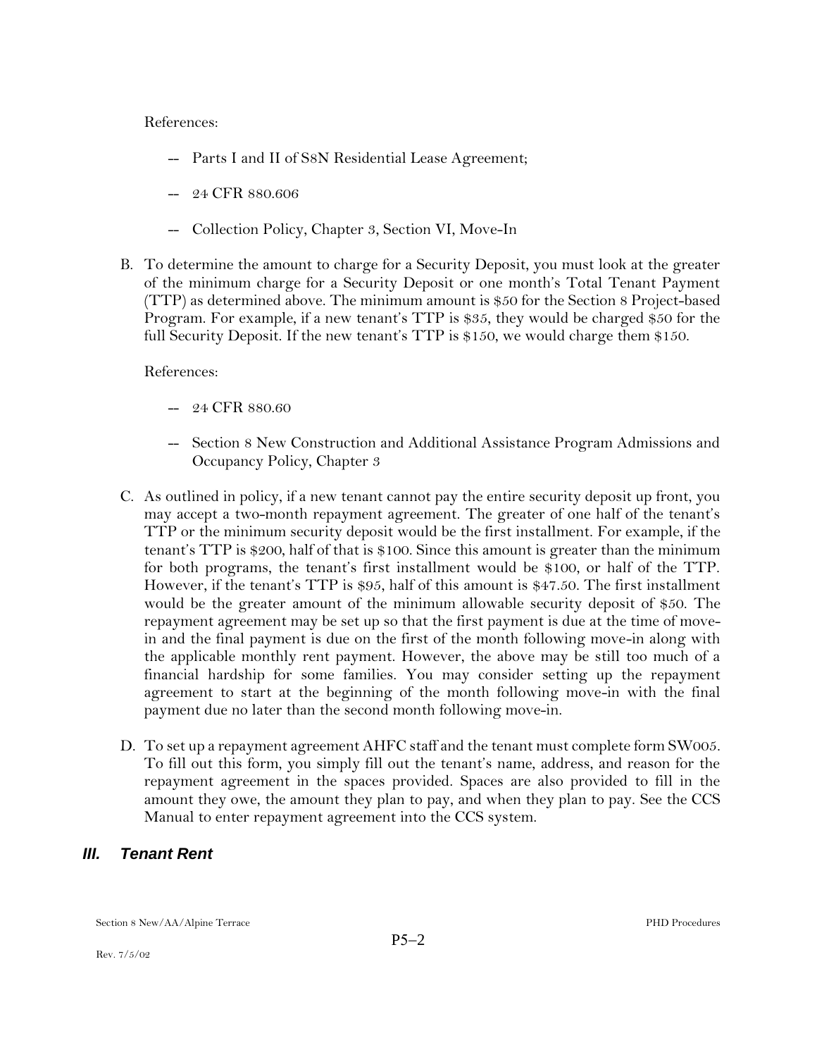References:

-- Parts I and II of S8N Residential Lease Agreement;

-- 24 CFR 880.606

-- Collection Policy, Chapter 3, Section VI, Move-In

B. To determine the amount to charge for a Security Deposit, you must look at the greater of the minimum charge for a Security Deposit or one month's Total Tenant Payment (TTP) as determined above. The minimum amount is $50 for the Section 8 Project-based Program. For example, if a new tenant's TTP is $35, they would be charged $50 for the full Security Deposit. If the new tenant's TTP is $150, we would charge them $150.

   References:

   -- 24 CFR 880.60

   -- Section 8 New Construction and Additional Assistance Program Admissions and Occupancy Policy, Chapter 3

C. As outlined in policy, if a new tenant cannot pay the entire security deposit up front, you may accept a two-month repayment agreement. The greater of one half of the tenant's TTP or the minimum security deposit would be the first installment. For example, if the tenant's TTP is $200, half of that is $100. Since this amount is greater than the minimum for both programs, the tenant's first installment would be $100, or half of the TTP. However, if the tenant's TTP is $95, half of this amount is $47.50. The first installment would be the greater amount of the minimum allowable security deposit of $50. The repayment agreement may be set up so that the first payment is due at the time of move-in and the final payment is due on the first of the month following move-in along with the applicable monthly rent payment. However, the above may be still too much of a financial hardship for some families. You may consider setting up the repayment agreement to start at the beginning of the month following move-in with the final payment due no later than the second month following move-in.

D. To set up a repayment agreement AHFC staff and the tenant must complete form SW005. To fill out this form, you simply fill out the tenant's name, address, and reason for the repayment agreement in the spaces provided. Spaces are also provided to fill in the amount they owe, the amount they plan to pay, and when they plan to pay. See the CCS Manual to enter repayment agreement into the CCS system.

## *III. Tenant Rent*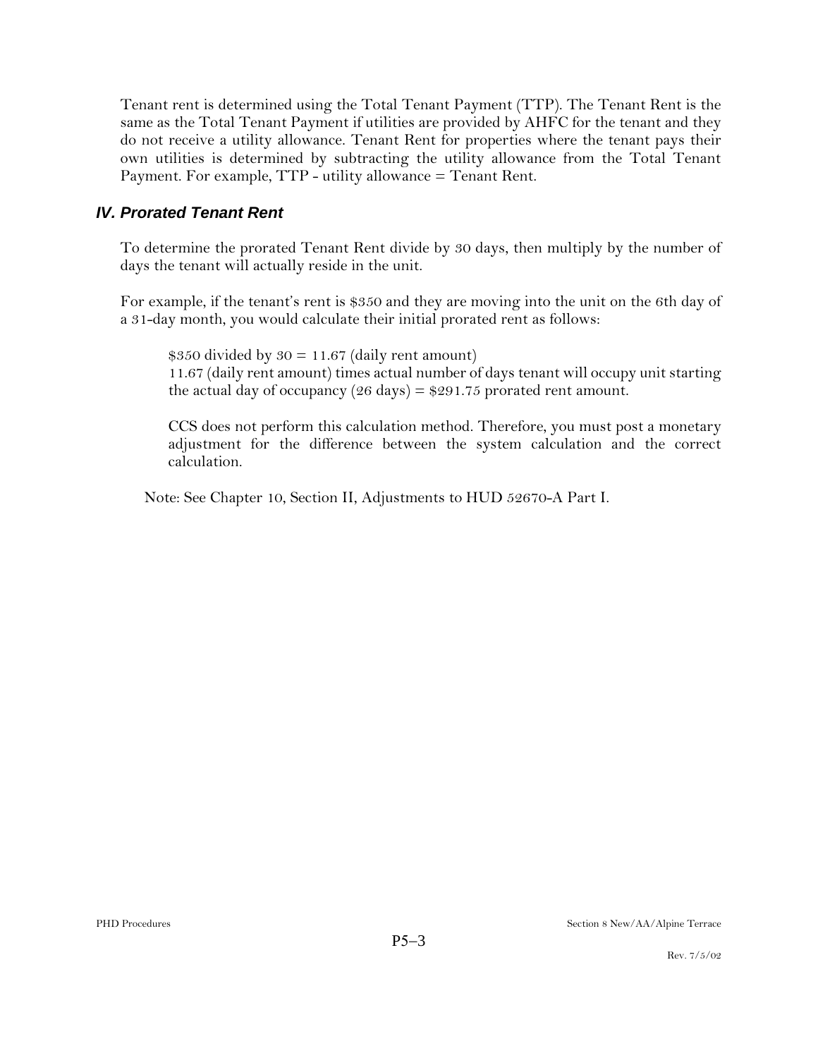Tenant rent is determined using the Total Tenant Payment (TTP). The Tenant Rent is the same as the Total Tenant Payment if utilities are provided by AHFC for the tenant and they do not receive a utility allowance. Tenant Rent for properties where the tenant pays their own utilities is determined by subtracting the utility allowance from the Total Tenant Payment. For example, TTP - utility allowance = Tenant Rent.

## *IV. Prorated Tenant Rent*

To determine the prorated Tenant Rent divide by 30 days, then multiply by the number of days the tenant will actually reside in the unit.

For example, if the tenant's rent is $350 and they are moving into the unit on the 6th day of a 31-day month, you would calculate their initial prorated rent as follows:

> $350 divided by 30 = 11.67 (daily rent amount)
> 11.67 (daily rent amount) times actual number of days tenant will occupy unit starting the actual day of occupancy (26 days) = $291.75 prorated rent amount.
>
> CCS does not perform this calculation method. Therefore, you must post a monetary adjustment for the difference between the system calculation and the correct calculation.

Note: See Chapter 10, Section II, Adjustments to HUD 52670-A Part I.